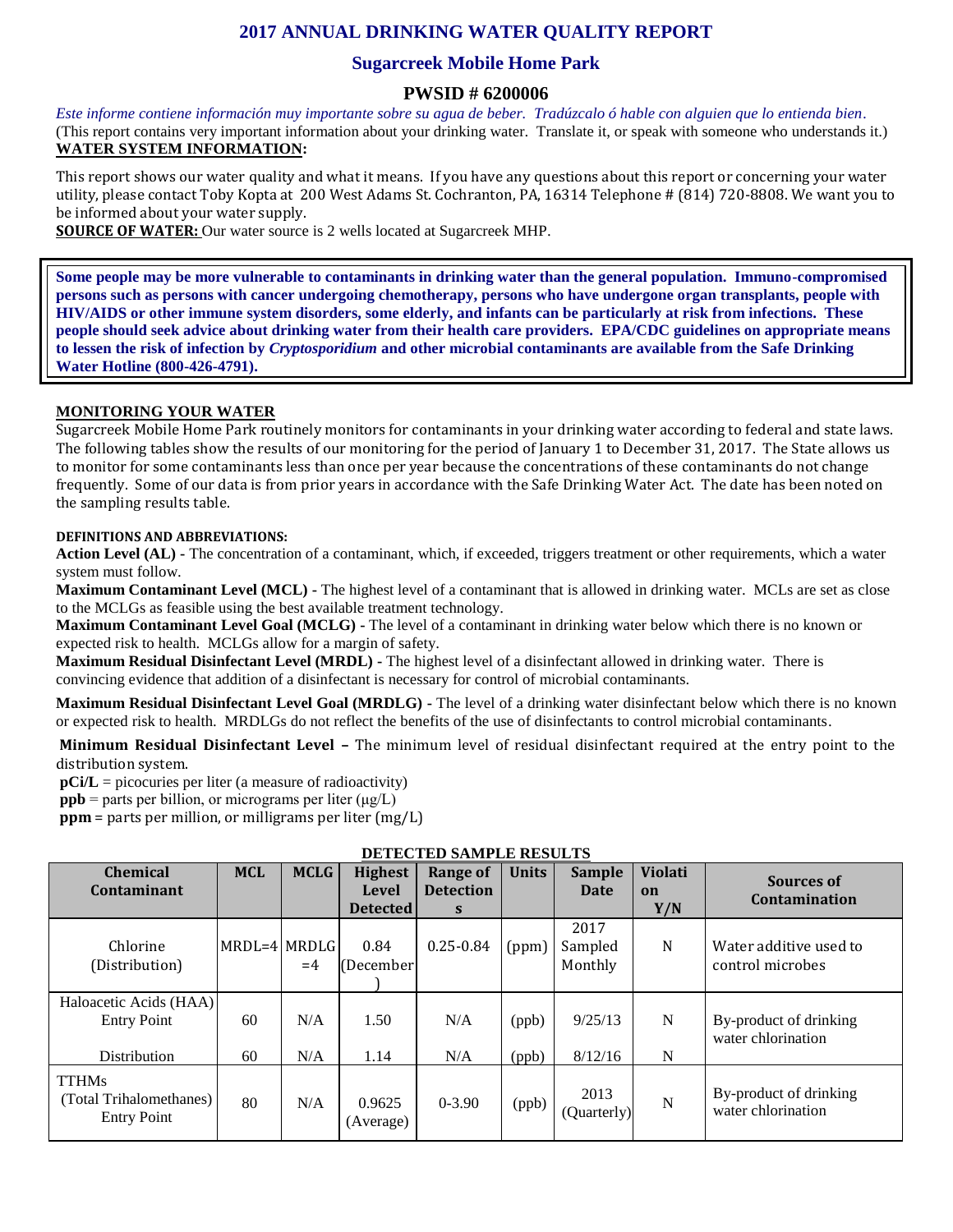# 2017 ANNUAL DRINKING WATER QUALITY REPORT

## Sugarcreek Mobile Home Park

## PWSID # 6200006

*Este informe contiene información muy importante sobre su agua de beber. Tradúzcalo ó hable con alguien que lo entienda bien.*
(This report contains very important information about your drinking water. Translate it, or speak with someone who understands it.)

**WATER SYSTEM INFORMATION:**

This report shows our water quality and what it means. If you have any questions about this report or concerning your water utility, please contact Toby Kopta at 200 West Adams St. Cochranton, PA, 16314 Telephone # (814) 720-8808. We want you to be informed about your water supply.

**SOURCE OF WATER:** Our water source is 2 wells located at Sugarcreek MHP.

**Some people may be more vulnerable to contaminants in drinking water than the general population. Immuno-compromised persons such as persons with cancer undergoing chemotherapy, persons who have undergone organ transplants, people with HIV/AIDS or other immune system disorders, some elderly, and infants can be particularly at risk from infections. These people should seek advice about drinking water from their health care providers. EPA/CDC guidelines on appropriate means to lessen the risk of infection by *Cryptosporidium* and other microbial contaminants are available from the Safe Drinking Water Hotline (800-426-4791).**

**MONITORING YOUR WATER**

Sugarcreek Mobile Home Park routinely monitors for contaminants in your drinking water according to federal and state laws. The following tables show the results of our monitoring for the period of January 1 to December 31, 2017. The State allows us to monitor for some contaminants less than once per year because the concentrations of these contaminants do not change frequently. Some of our data is from prior years in accordance with the Safe Drinking Water Act. The date has been noted on the sampling results table.

**DEFINITIONS AND ABBREVIATIONS:**

**Action Level (AL) -** The concentration of a contaminant, which, if exceeded, triggers treatment or other requirements, which a water system must follow.

**Maximum Contaminant Level (MCL) -** The highest level of a contaminant that is allowed in drinking water. MCLs are set as close to the MCLGs as feasible using the best available treatment technology.

**Maximum Contaminant Level Goal (MCLG) -** The level of a contaminant in drinking water below which there is no known or expected risk to health. MCLGs allow for a margin of safety.

**Maximum Residual Disinfectant Level (MRDL) -** The highest level of a disinfectant allowed in drinking water. There is convincing evidence that addition of a disinfectant is necessary for control of microbial contaminants.

**Maximum Residual Disinfectant Level Goal (MRDLG) -** The level of a drinking water disinfectant below which there is no known or expected risk to health. MRDLGs do not reflect the benefits of the use of disinfectants to control microbial contaminants.

**Minimum Residual Disinfectant Level –** The minimum level of residual disinfectant required at the entry point to the distribution system.

**pCi/L** = picocuries per liter (a measure of radioactivity)
**ppb** = parts per billion, or micrograms per liter (μg/L)
**ppm** = parts per million, or milligrams per liter (mg/L)

**DETECTED SAMPLE RESULTS**

| Chemical Contaminant | MCL | MCLG | Highest Level Detected | Range of Detections | Units | Sample Date | Violation Y/N | Sources of Contamination |
|---|---|---|---|---|---|---|---|---|
| Chlorine (Distribution) | MRDL=4 | MRDLG =4 | 0.84 (December) | 0.25-0.84 | (ppm) | 2017 Sampled Monthly | N | Water additive used to control microbes |
| Haloacetic Acids (HAA) Entry Point | 60 | N/A | 1.50 | N/A | (ppb) | 9/25/13 | N | By-product of drinking water chlorination |
| Distribution | 60 | N/A | 1.14 | N/A | (ppb) | 8/12/16 | N | |
| TTHMs (Total Trihalomethanes) Entry Point | 80 | N/A | 0.9625 (Average) | 0-3.90 | (ppb) | 2013 (Quarterly) | N | By-product of drinking water chlorination |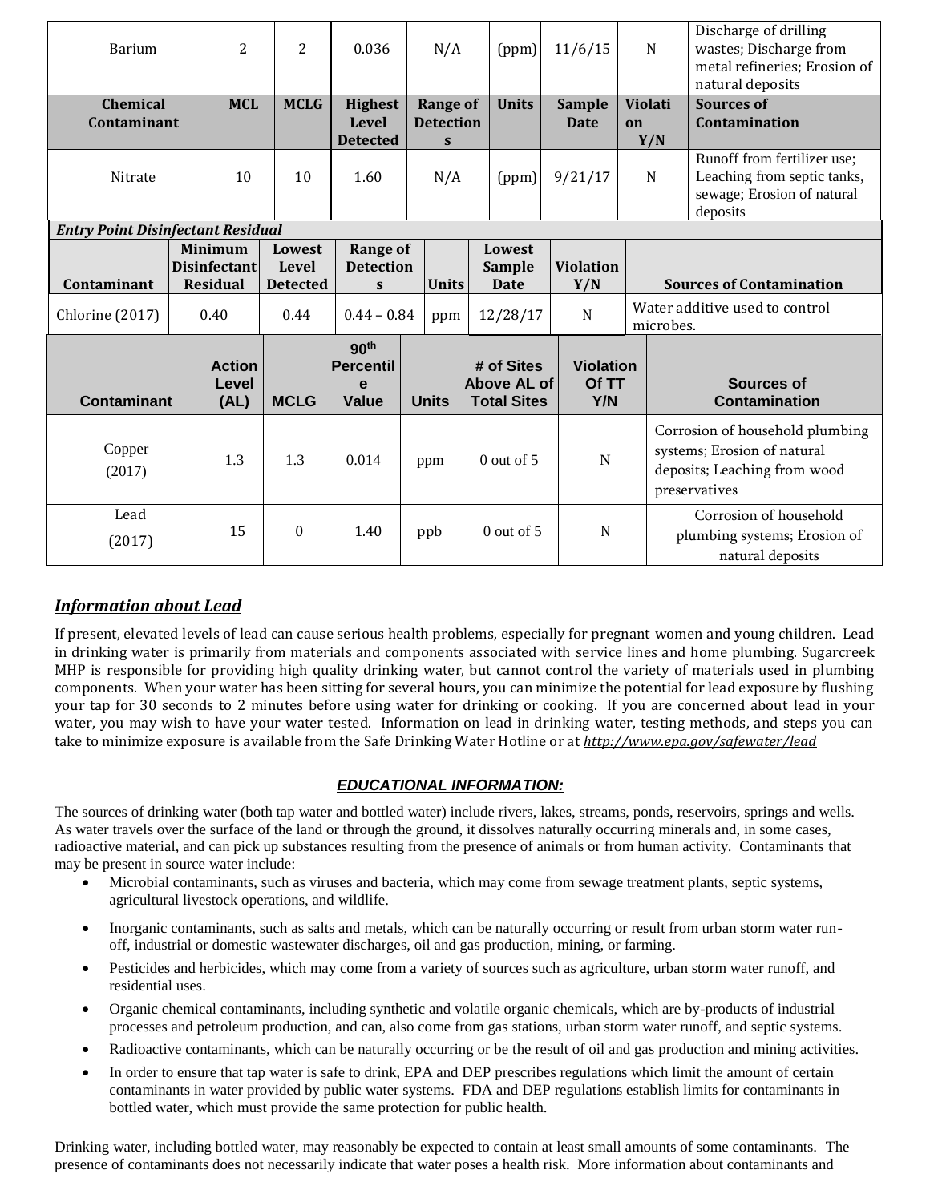| Chemical Contaminant | MCL | MCLG | Highest Level Detected | Range of Detections | Units | Sample Date | Violation Y/N | Sources of Contamination |
|---|---|---|---|---|---|---|---|---|
| Barium | 2 | 2 | 0.036 | N/A | (ppm) | 11/6/15 | N | Discharge of drilling wastes; Discharge from metal refineries; Erosion of natural deposits |
| Nitrate | 10 | 10 | 1.60 | N/A | (ppm) | 9/21/17 | N | Runoff from fertilizer use; Leaching from septic tanks, sewage; Erosion of natural deposits |

***Entry Point Disinfectant Residual***

| Contaminant | Minimum Disinfectant Residual | Lowest Level Detected | Range of Detections | Units | Lowest Sample Date | Violation Y/N | Sources of Contamination |
|---|---|---|---|---|---|---|---|
| Chlorine (2017) | 0.40 | 0.44 | 0.44 – 0.84 | ppm | 12/28/17 | N | Water additive used to control microbes. |

| Contaminant | Action Level (AL) | MCLG | 90th Percentile Value | Units | # of Sites Above AL of Total Sites | Violation Of TT Y/N | Sources of Contamination |
|---|---|---|---|---|---|---|---|
| Copper (2017) | 1.3 | 1.3 | 0.014 | ppm | 0 out of 5 | N | Corrosion of household plumbing systems; Erosion of natural deposits; Leaching from wood preservatives |
| Lead (2017) | 15 | 0 | 1.40 | ppb | 0 out of 5 | N | Corrosion of household plumbing systems; Erosion of natural deposits |

## ***Information about Lead***

If present, elevated levels of lead can cause serious health problems, especially for pregnant women and young children. Lead in drinking water is primarily from materials and components associated with service lines and home plumbing. Sugarcreek MHP is responsible for providing high quality drinking water, but cannot control the variety of materials used in plumbing components. When your water has been sitting for several hours, you can minimize the potential for lead exposure by flushing your tap for 30 seconds to 2 minutes before using water for drinking or cooking. If you are concerned about lead in your water, you may wish to have your water tested. Information on lead in drinking water, testing methods, and steps you can take to minimize exposure is available from the Safe Drinking Water Hotline or at ***http://www.epa.gov/safewater/lead***

## ***EDUCATIONAL INFORMATION:***

The sources of drinking water (both tap water and bottled water) include rivers, lakes, streams, ponds, reservoirs, springs and wells. As water travels over the surface of the land or through the ground, it dissolves naturally occurring minerals and, in some cases, radioactive material, and can pick up substances resulting from the presence of animals or from human activity. Contaminants that may be present in source water include:

- Microbial contaminants, such as viruses and bacteria, which may come from sewage treatment plants, septic systems, agricultural livestock operations, and wildlife.
- Inorganic contaminants, such as salts and metals, which can be naturally occurring or result from urban storm water run-off, industrial or domestic wastewater discharges, oil and gas production, mining, or farming.
- Pesticides and herbicides, which may come from a variety of sources such as agriculture, urban storm water runoff, and residential uses.
- Organic chemical contaminants, including synthetic and volatile organic chemicals, which are by-products of industrial processes and petroleum production, and can, also come from gas stations, urban storm water runoff, and septic systems.
- Radioactive contaminants, which can be naturally occurring or be the result of oil and gas production and mining activities.
- In order to ensure that tap water is safe to drink, EPA and DEP prescribes regulations which limit the amount of certain contaminants in water provided by public water systems. FDA and DEP regulations establish limits for contaminants in bottled water, which must provide the same protection for public health.

Drinking water, including bottled water, may reasonably be expected to contain at least small amounts of some contaminants. The presence of contaminants does not necessarily indicate that water poses a health risk. More information about contaminants and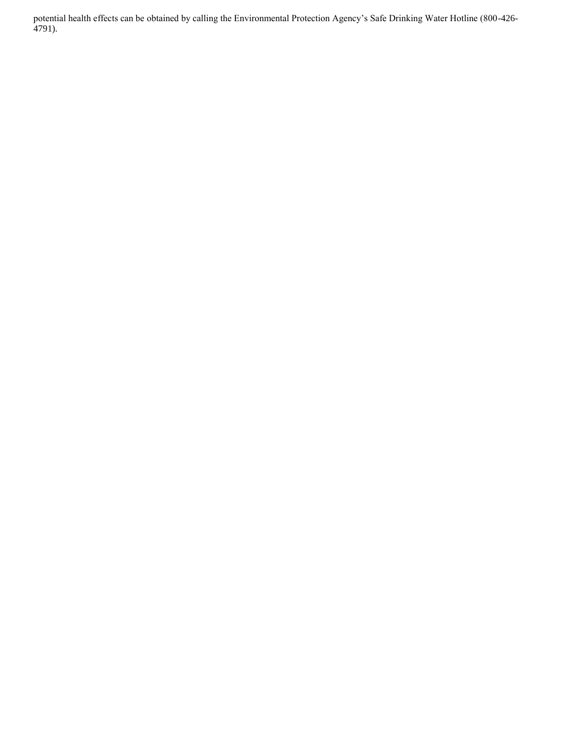potential health effects can be obtained by calling the Environmental Protection Agency's Safe Drinking Water Hotline (800-426-4791).